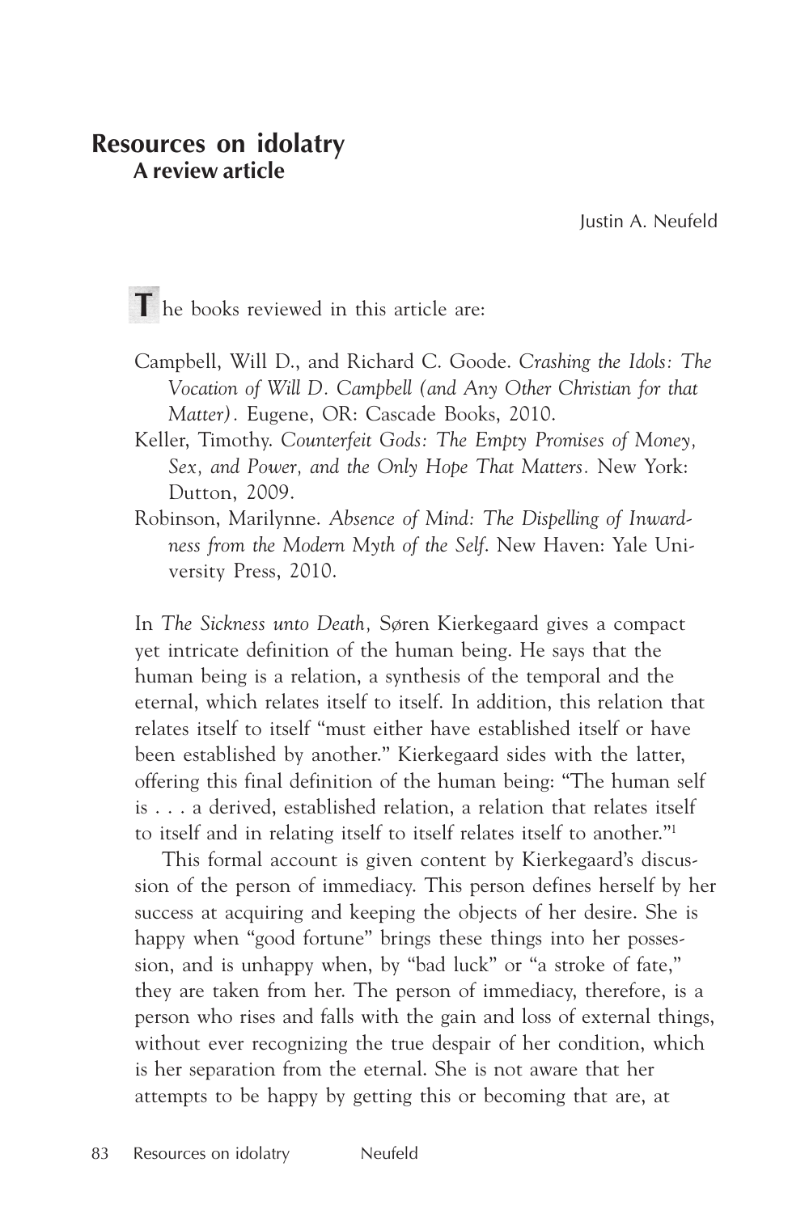# Resources on idolatry

## A review article

Justin A. Neufeld

The books reviewed in this article are:

Campbell, Will D., and Richard C. Goode. *Crashing the Idols: The Vocation of Will D. Campbell (and Any Other Christian for that Matter)*. Eugene, OR: Cascade Books, 2010.

Keller, Timothy. *Counterfeit Gods: The Empty Promises of Money, Sex, and Power, and the Only Hope That Matters*. New York: Dutton, 2009.

Robinson, Marilynne. *Absence of Mind: The Dispelling of Inwardness from the Modern Myth of the Self*. New Haven: Yale University Press, 2010.

In *The Sickness unto Death,* Søren Kierkegaard gives a compact yet intricate definition of the human being. He says that the human being is a relation, a synthesis of the temporal and the eternal, which relates itself to itself. In addition, this relation that relates itself to itself "must either have established itself or have been established by another." Kierkegaard sides with the latter, offering this final definition of the human being: "The human self is . . . a derived, established relation, a relation that relates itself to itself and in relating itself to itself relates itself to another."[1]

This formal account is given content by Kierkegaard's discussion of the person of immediacy. This person defines herself by her success at acquiring and keeping the objects of her desire. She is happy when "good fortune" brings these things into her possession, and is unhappy when, by "bad luck" or "a stroke of fate," they are taken from her. The person of immediacy, therefore, is a person who rises and falls with the gain and loss of external things, without ever recognizing the true despair of her condition, which is her separation from the eternal. She is not aware that her attempts to be happy by getting this or becoming that are, at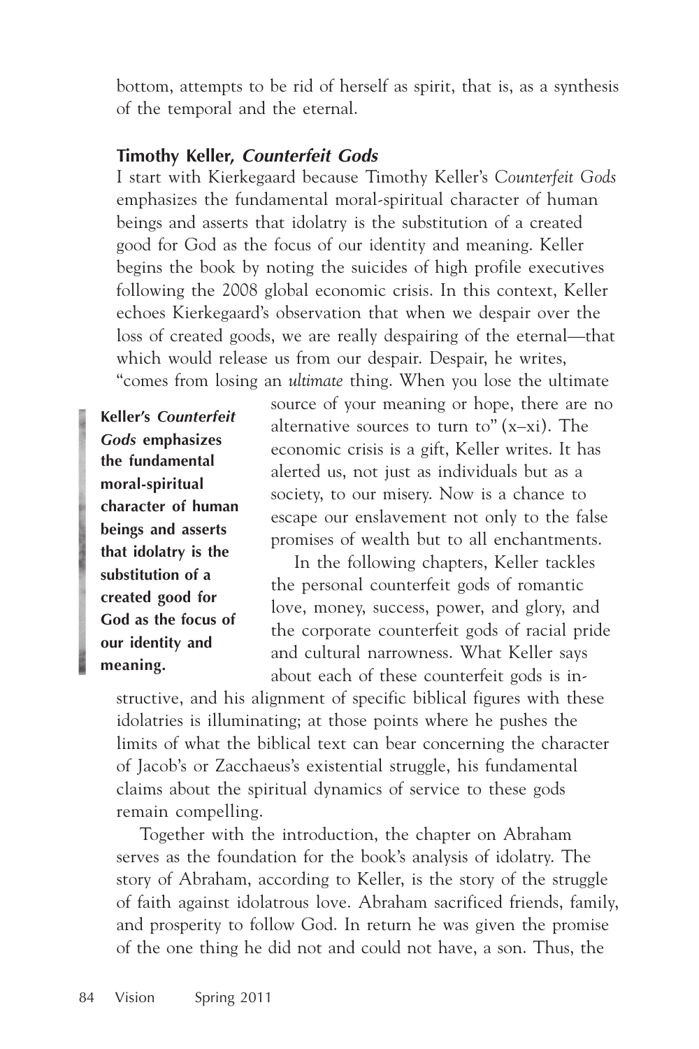bottom, attempts to be rid of herself as spirit, that is, as a synthesis of the temporal and the eternal.

### Timothy Keller, *Counterfeit Gods*

I start with Kierkegaard because Timothy Keller's *Counterfeit Gods* emphasizes the fundamental moral-spiritual character of human beings and asserts that idolatry is the substitution of a created good for God as the focus of our identity and meaning. Keller begins the book by noting the suicides of high profile executives following the 2008 global economic crisis. In this context, Keller echoes Kierkegaard's observation that when we despair over the loss of created goods, we are really despairing of the eternal—that which would release us from our despair. Despair, he writes, "comes from losing an *ultimate* thing. When you lose the ultimate source of your meaning or hope, there are no alternative sources to turn to" (x–xi). The economic crisis is a gift, Keller writes. It has alerted us, not just as individuals but as a society, to our misery. Now is a chance to escape our enslavement not only to the false promises of wealth but to all enchantments.

**Keller's *Counterfeit Gods* emphasizes the fundamental moral-spiritual character of human beings and asserts that idolatry is the substitution of a created good for God as the focus of our identity and meaning.**

In the following chapters, Keller tackles the personal counterfeit gods of romantic love, money, success, power, and glory, and the corporate counterfeit gods of racial pride and cultural narrowness. What Keller says about each of these counterfeit gods is instructive, and his alignment of specific biblical figures with these idolatries is illuminating; at those points where he pushes the limits of what the biblical text can bear concerning the character of Jacob's or Zacchaeus's existential struggle, his fundamental claims about the spiritual dynamics of service to these gods remain compelling.

Together with the introduction, the chapter on Abraham serves as the foundation for the book's analysis of idolatry. The story of Abraham, according to Keller, is the story of the struggle of faith against idolatrous love. Abraham sacrificed friends, family, and prosperity to follow God. In return he was given the promise of the one thing he did not and could not have, a son. Thus, the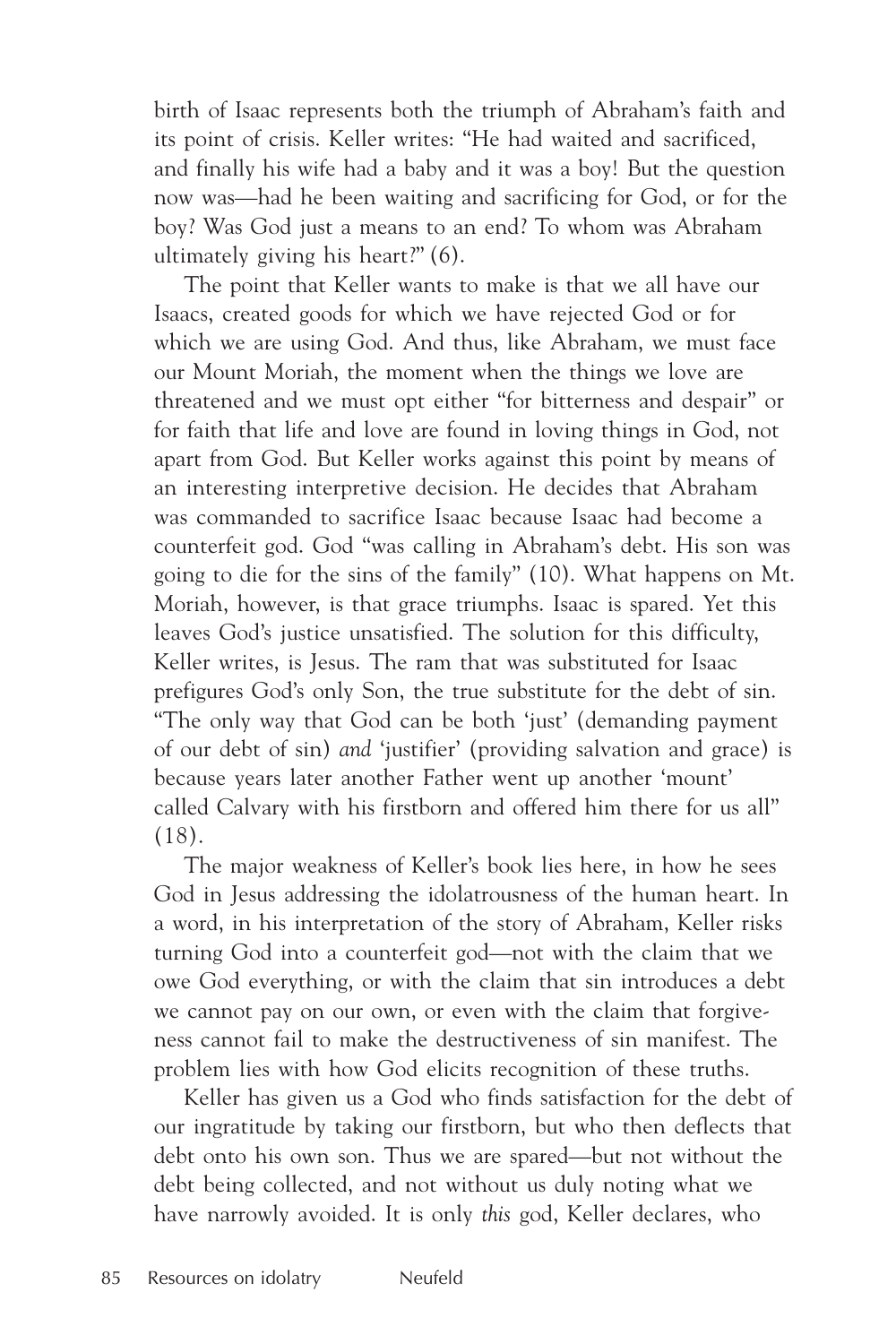birth of Isaac represents both the triumph of Abraham's faith and its point of crisis. Keller writes: "He had waited and sacrificed, and finally his wife had a baby and it was a boy! But the question now was—had he been waiting and sacrificing for God, or for the boy? Was God just a means to an end? To whom was Abraham ultimately giving his heart?" (6).

The point that Keller wants to make is that we all have our Isaacs, created goods for which we have rejected God or for which we are using God. And thus, like Abraham, we must face our Mount Moriah, the moment when the things we love are threatened and we must opt either "for bitterness and despair" or for faith that life and love are found in loving things in God, not apart from God. But Keller works against this point by means of an interesting interpretive decision. He decides that Abraham was commanded to sacrifice Isaac because Isaac had become a counterfeit god. God "was calling in Abraham's debt. His son was going to die for the sins of the family" (10). What happens on Mt. Moriah, however, is that grace triumphs. Isaac is spared. Yet this leaves God's justice unsatisfied. The solution for this difficulty, Keller writes, is Jesus. The ram that was substituted for Isaac prefigures God's only Son, the true substitute for the debt of sin. "The only way that God can be both 'just' (demanding payment of our debt of sin) *and* 'justifier' (providing salvation and grace) is because years later another Father went up another 'mount' called Calvary with his firstborn and offered him there for us all" (18).

The major weakness of Keller's book lies here, in how he sees God in Jesus addressing the idolatrousness of the human heart. In a word, in his interpretation of the story of Abraham, Keller risks turning God into a counterfeit god—not with the claim that we owe God everything, or with the claim that sin introduces a debt we cannot pay on our own, or even with the claim that forgiveness cannot fail to make the destructiveness of sin manifest. The problem lies with how God elicits recognition of these truths.

Keller has given us a God who finds satisfaction for the debt of our ingratitude by taking our firstborn, but who then deflects that debt onto his own son. Thus we are spared—but not without the debt being collected, and not without us duly noting what we have narrowly avoided. It is only *this* god, Keller declares, who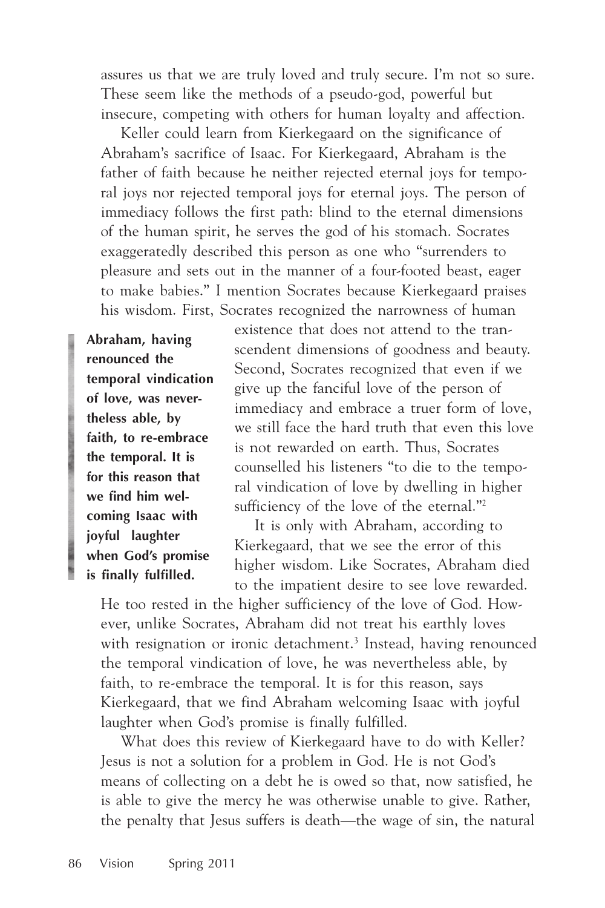assures us that we are truly loved and truly secure. I'm not so sure. These seem like the methods of a pseudo-god, powerful but insecure, competing with others for human loyalty and affection.

Keller could learn from Kierkegaard on the significance of Abraham's sacrifice of Isaac. For Kierkegaard, Abraham is the father of faith because he neither rejected eternal joys for temporal joys nor rejected temporal joys for eternal joys. The person of immediacy follows the first path: blind to the eternal dimensions of the human spirit, he serves the god of his stomach. Socrates exaggeratedly described this person as one who "surrenders to pleasure and sets out in the manner of a four-footed beast, eager to make babies." I mention Socrates because Kierkegaard praises his wisdom. First, Socrates recognized the narrowness of human existence that does not attend to the transcendent dimensions of goodness and beauty. Second, Socrates recognized that even if we give up the fanciful love of the person of immediacy and embrace a truer form of love, we still face the hard truth that even this love is not rewarded on earth. Thus, Socrates counselled his listeners "to die to the temporal vindication of love by dwelling in higher sufficiency of the love of the eternal."[2]

**Abraham, having renounced the temporal vindication of love, was nevertheless able, by faith, to re-embrace the temporal. It is for this reason that we find him welcoming Isaac with joyful laughter when God's promise is finally fulfilled.**

It is only with Abraham, according to Kierkegaard, that we see the error of this higher wisdom. Like Socrates, Abraham died to the impatient desire to see love rewarded. He too rested in the higher sufficiency of the love of God. However, unlike Socrates, Abraham did not treat his earthly loves with resignation or ironic detachment.[3] Instead, having renounced the temporal vindication of love, he was nevertheless able, by faith, to re-embrace the temporal. It is for this reason, says Kierkegaard, that we find Abraham welcoming Isaac with joyful laughter when God's promise is finally fulfilled.

What does this review of Kierkegaard have to do with Keller? Jesus is not a solution for a problem in God. He is not God's means of collecting on a debt he is owed so that, now satisfied, he is able to give the mercy he was otherwise unable to give. Rather, the penalty that Jesus suffers is death—the wage of sin, the natural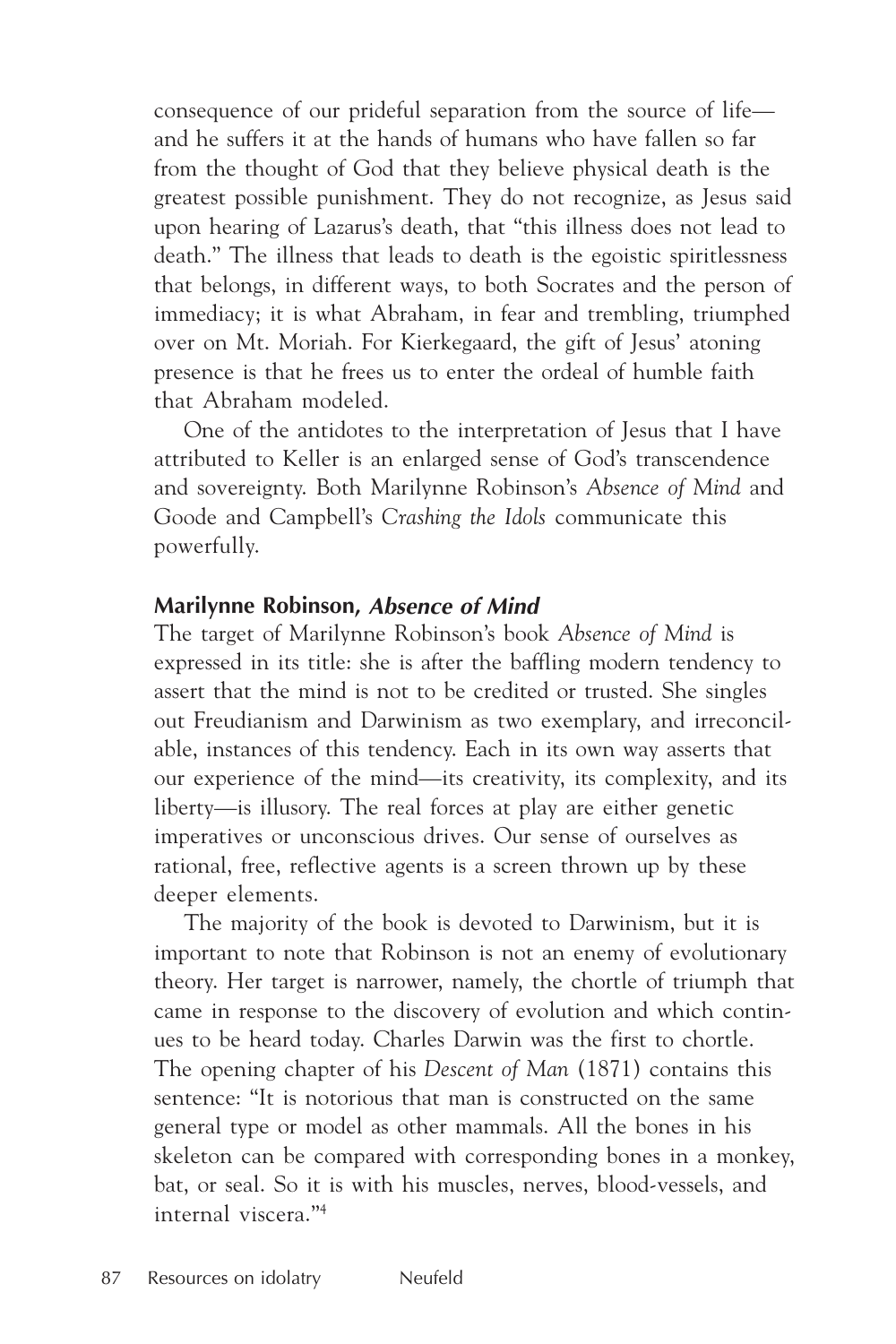consequence of our prideful separation from the source of life—and he suffers it at the hands of humans who have fallen so far from the thought of God that they believe physical death is the greatest possible punishment. They do not recognize, as Jesus said upon hearing of Lazarus's death, that "this illness does not lead to death." The illness that leads to death is the egoistic spiritlessness that belongs, in different ways, to both Socrates and the person of immediacy; it is what Abraham, in fear and trembling, triumphed over on Mt. Moriah. For Kierkegaard, the gift of Jesus' atoning presence is that he frees us to enter the ordeal of humble faith that Abraham modeled.

One of the antidotes to the interpretation of Jesus that I have attributed to Keller is an enlarged sense of God's transcendence and sovereignty. Both Marilynne Robinson's *Absence of Mind* and Goode and Campbell's *Crashing the Idols* communicate this powerfully.

### Marilynne Robinson, *Absence of Mind*

The target of Marilynne Robinson's book *Absence of Mind* is expressed in its title: she is after the baffling modern tendency to assert that the mind is not to be credited or trusted. She singles out Freudianism and Darwinism as two exemplary, and irreconcilable, instances of this tendency. Each in its own way asserts that our experience of the mind—its creativity, its complexity, and its liberty—is illusory. The real forces at play are either genetic imperatives or unconscious drives. Our sense of ourselves as rational, free, reflective agents is a screen thrown up by these deeper elements.

The majority of the book is devoted to Darwinism, but it is important to note that Robinson is not an enemy of evolutionary theory. Her target is narrower, namely, the chortle of triumph that came in response to the discovery of evolution and which continues to be heard today. Charles Darwin was the first to chortle. The opening chapter of his *Descent of Man* (1871) contains this sentence: "It is notorious that man is constructed on the same general type or model as other mammals. All the bones in his skeleton can be compared with corresponding bones in a monkey, bat, or seal. So it is with his muscles, nerves, blood-vessels, and internal viscera."[4]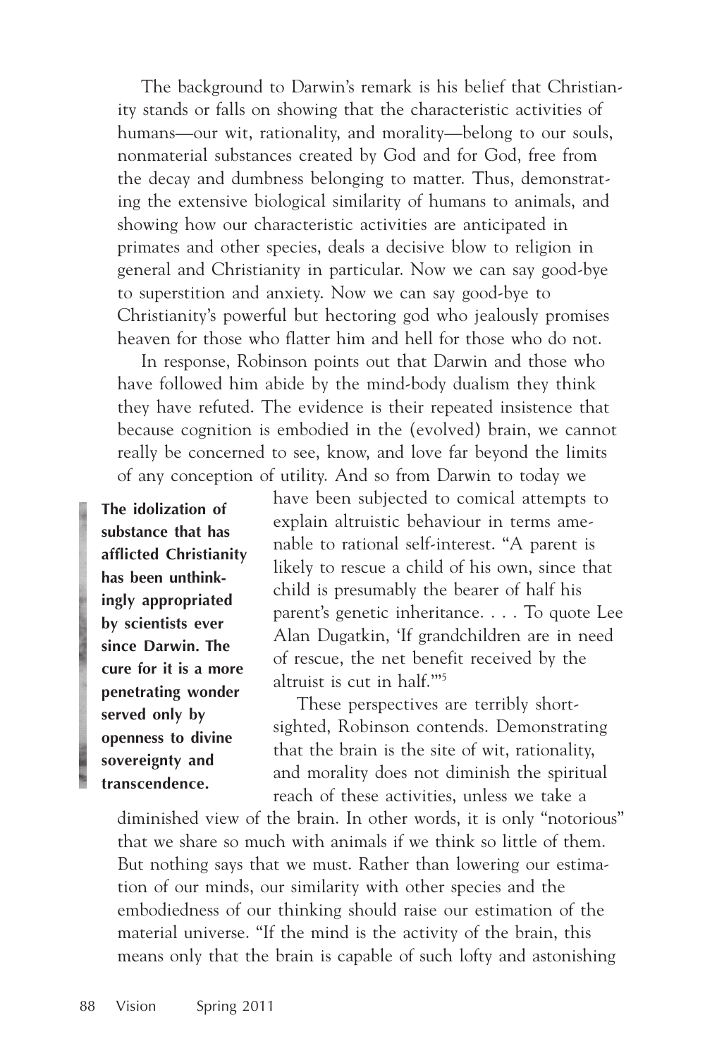The background to Darwin's remark is his belief that Christianity stands or falls on showing that the characteristic activities of humans—our wit, rationality, and morality—belong to our souls, nonmaterial substances created by God and for God, free from the decay and dumbness belonging to matter. Thus, demonstrating the extensive biological similarity of humans to animals, and showing how our characteristic activities are anticipated in primates and other species, deals a decisive blow to religion in general and Christianity in particular. Now we can say good-bye to superstition and anxiety. Now we can say good-bye to Christianity's powerful but hectoring god who jealously promises heaven for those who flatter him and hell for those who do not.

In response, Robinson points out that Darwin and those who have followed him abide by the mind-body dualism they think they have refuted. The evidence is their repeated insistence that because cognition is embodied in the (evolved) brain, we cannot really be concerned to see, know, and love far beyond the limits of any conception of utility. And so from Darwin to today we have been subjected to comical attempts to explain altruistic behaviour in terms amenable to rational self-interest. "A parent is likely to rescue a child of his own, since that child is presumably the bearer of half his parent's genetic inheritance. . . . To quote Lee Alan Dugatkin, 'If grandchildren are in need of rescue, the net benefit received by the altruist is cut in half.'"[5]

> **The idolization of substance that has afflicted Christianity has been unthinkingly appropriated by scientists ever since Darwin. The cure for it is a more penetrating wonder served only by openness to divine sovereignty and transcendence.**

These perspectives are terribly shortsighted, Robinson contends. Demonstrating that the brain is the site of wit, rationality, and morality does not diminish the spiritual reach of these activities, unless we take a diminished view of the brain. In other words, it is only "notorious" that we share so much with animals if we think so little of them. But nothing says that we must. Rather than lowering our estimation of our minds, our similarity with other species and the embodiedness of our thinking should raise our estimation of the material universe. "If the mind is the activity of the brain, this means only that the brain is capable of such lofty and astonishing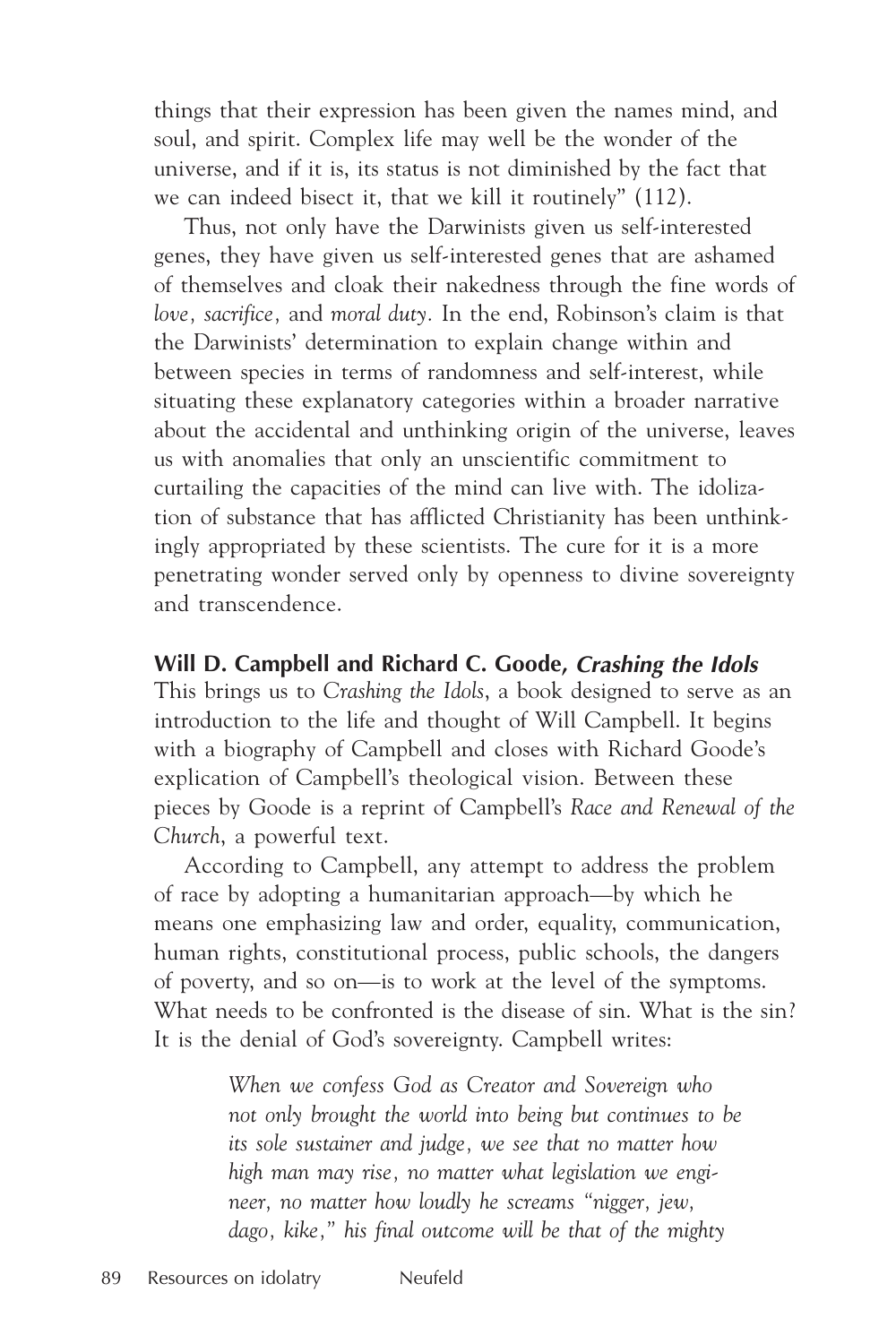things that their expression has been given the names mind, and soul, and spirit. Complex life may well be the wonder of the universe, and if it is, its status is not diminished by the fact that we can indeed bisect it, that we kill it routinely" (112).

Thus, not only have the Darwinists given us self-interested genes, they have given us self-interested genes that are ashamed of themselves and cloak their nakedness through the fine words of *love, sacrifice,* and *moral duty.* In the end, Robinson's claim is that the Darwinists' determination to explain change within and between species in terms of randomness and self-interest, while situating these explanatory categories within a broader narrative about the accidental and unthinking origin of the universe, leaves us with anomalies that only an unscientific commitment to curtailing the capacities of the mind can live with. The idolization of substance that has afflicted Christianity has been unthinkingly appropriated by these scientists. The cure for it is a more penetrating wonder served only by openness to divine sovereignty and transcendence.

### Will D. Campbell and Richard C. Goode, *Crashing the Idols*

This brings us to *Crashing the Idols*, a book designed to serve as an introduction to the life and thought of Will Campbell. It begins with a biography of Campbell and closes with Richard Goode's explication of Campbell's theological vision. Between these pieces by Goode is a reprint of Campbell's *Race and Renewal of the Church*, a powerful text.

According to Campbell, any attempt to address the problem of race by adopting a humanitarian approach—by which he means one emphasizing law and order, equality, communication, human rights, constitutional process, public schools, the dangers of poverty, and so on—is to work at the level of the symptoms. What needs to be confronted is the disease of sin. What is the sin? It is the denial of God's sovereignty. Campbell writes:

> *When we confess God as Creator and Sovereign who not only brought the world into being but continues to be its sole sustainer and judge, we see that no matter how high man may rise, no matter what legislation we engineer, no matter how loudly he screams "nigger, jew, dago, kike," his final outcome will be that of the mighty*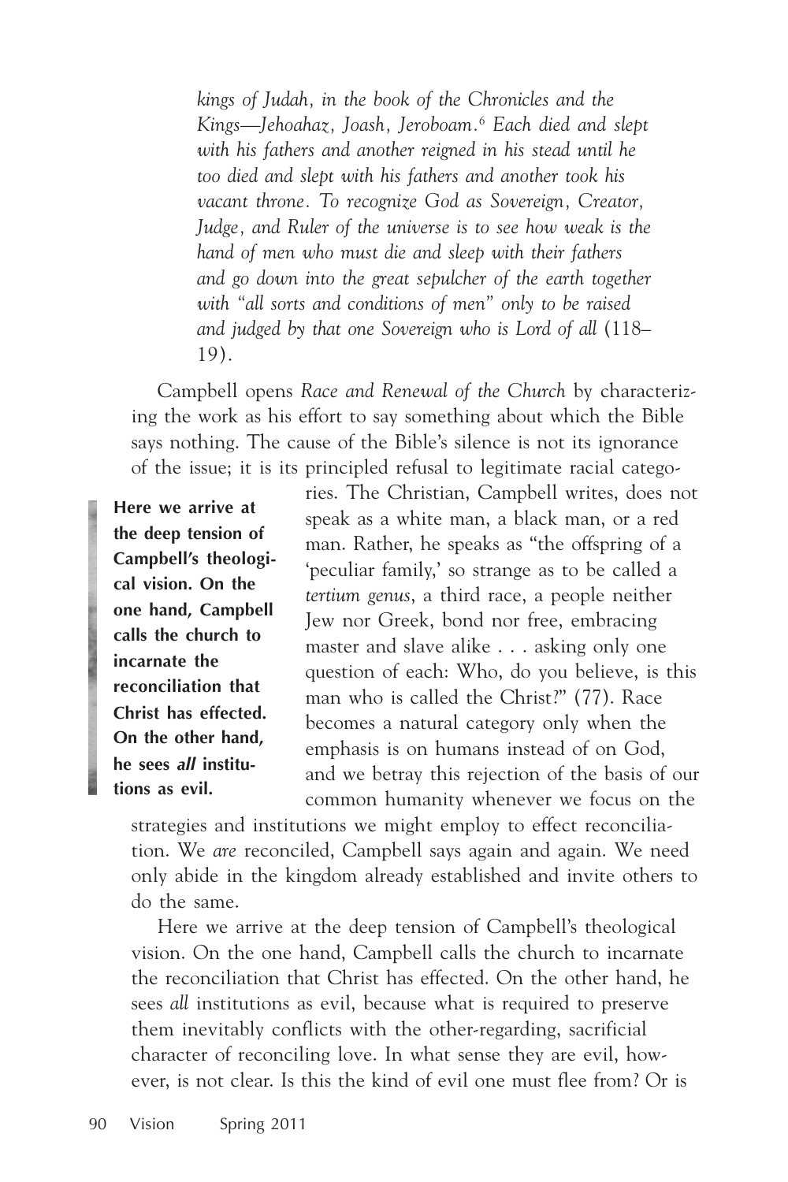*kings of Judah, in the book of the Chronicles and the Kings—Jehoahaz, Joash, Jeroboam.*[6] *Each died and slept with his fathers and another reigned in his stead until he too died and slept with his fathers and another took his vacant throne. To recognize God as Sovereign, Creator, Judge, and Ruler of the universe is to see how weak is the hand of men who must die and sleep with their fathers and go down into the great sepulcher of the earth together with "all sorts and conditions of men" only to be raised and judged by that one Sovereign who is Lord of all* (118–19).

Campbell opens *Race and Renewal of the Church* by characterizing the work as his effort to say something about which the Bible says nothing. The cause of the Bible's silence is not its ignorance of the issue; it is its principled refusal to legitimate racial categories. The Christian, Campbell writes, does not speak as a white man, a black man, or a red man. Rather, he speaks as "the offspring of a 'peculiar family,' so strange as to be called a *tertium genus*, a third race, a people neither Jew nor Greek, bond nor free, embracing master and slave alike . . . asking only one question of each: Who, do you believe, is this man who is called the Christ?" (77). Race becomes a natural category only when the emphasis is on humans instead of on God, and we betray this rejection of the basis of our common humanity whenever we focus on the strategies and institutions we might employ to effect reconciliation. We *are* reconciled, Campbell says again and again. We need only abide in the kingdom already established and invite others to do the same.

**Here we arrive at the deep tension of Campbell's theological vision. On the one hand, Campbell calls the church to incarnate the reconciliation that Christ has effected. On the other hand, he sees *all* institutions as evil.**

Here we arrive at the deep tension of Campbell's theological vision. On the one hand, Campbell calls the church to incarnate the reconciliation that Christ has effected. On the other hand, he sees *all* institutions as evil, because what is required to preserve them inevitably conflicts with the other-regarding, sacrificial character of reconciling love. In what sense they are evil, however, is not clear. Is this the kind of evil one must flee from? Or is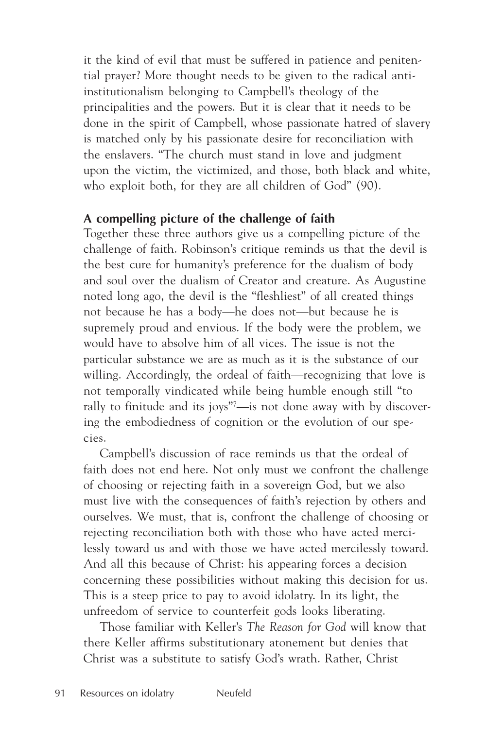it the kind of evil that must be suffered in patience and penitential prayer? More thought needs to be given to the radical anti-institutionalism belonging to Campbell's theology of the principalities and the powers. But it is clear that it needs to be done in the spirit of Campbell, whose passionate hatred of slavery is matched only by his passionate desire for reconciliation with the enslavers. "The church must stand in love and judgment upon the victim, the victimized, and those, both black and white, who exploit both, for they are all children of God" (90).

## A compelling picture of the challenge of faith

Together these three authors give us a compelling picture of the challenge of faith. Robinson's critique reminds us that the devil is the best cure for humanity's preference for the dualism of body and soul over the dualism of Creator and creature. As Augustine noted long ago, the devil is the "fleshliest" of all created things not because he has a body—he does not—but because he is supremely proud and envious. If the body were the problem, we would have to absolve him of all vices. The issue is not the particular substance we are as much as it is the substance of our willing. Accordingly, the ordeal of faith—recognizing that love is not temporally vindicated while being humble enough still "to rally to finitude and its joys"[7]—is not done away with by discovering the embodiedness of cognition or the evolution of our species.

Campbell's discussion of race reminds us that the ordeal of faith does not end here. Not only must we confront the challenge of choosing or rejecting faith in a sovereign God, but we also must live with the consequences of faith's rejection by others and ourselves. We must, that is, confront the challenge of choosing or rejecting reconciliation both with those who have acted mercilessly toward us and with those we have acted mercilessly toward. And all this because of Christ: his appearing forces a decision concerning these possibilities without making this decision for us. This is a steep price to pay to avoid idolatry. In its light, the unfreedom of service to counterfeit gods looks liberating.

Those familiar with Keller's *The Reason for God* will know that there Keller affirms substitutionary atonement but denies that Christ was a substitute to satisfy God's wrath. Rather, Christ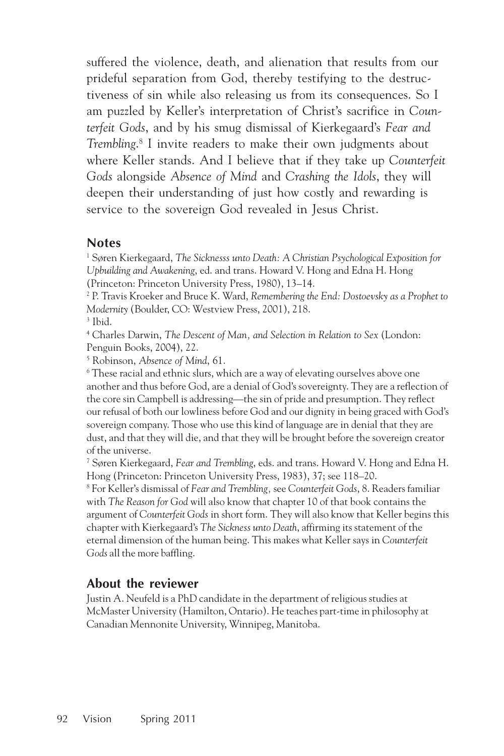suffered the violence, death, and alienation that results from our prideful separation from God, thereby testifying to the destructiveness of sin while also releasing us from its consequences. So I am puzzled by Keller's interpretation of Christ's sacrifice in *Counterfeit Gods*, and by his smug dismissal of Kierkegaard's *Fear and Trembling*.[8] I invite readers to make their own judgments about where Keller stands. And I believe that if they take up *Counterfeit Gods* alongside *Absence of Mind* and *Crashing the Idols*, they will deepen their understanding of just how costly and rewarding is service to the sovereign God revealed in Jesus Christ.

## Notes

[1] Søren Kierkegaard, *The Sicknesss unto Death: A Christian Psychological Exposition for Upbuilding and Awakening*, ed. and trans. Howard V. Hong and Edna H. Hong (Princeton: Princeton University Press, 1980), 13–14.

[2] P. Travis Kroeker and Bruce K. Ward, *Remembering the End: Dostoevsky as a Prophet to Modernity* (Boulder, CO: Westview Press, 2001), 218.

[3] Ibid.

[4] Charles Darwin, *The Descent of Man, and Selection in Relation to Sex* (London: Penguin Books, 2004), 22.

[5] Robinson, *Absence of Mind*, 61.

[6] These racial and ethnic slurs, which are a way of elevating ourselves above one another and thus before God, are a denial of God's sovereignty. They are a reflection of the core sin Campbell is addressing—the sin of pride and presumption. They reflect our refusal of both our lowliness before God and our dignity in being graced with God's sovereign company. Those who use this kind of language are in denial that they are dust, and that they will die, and that they will be brought before the sovereign creator of the universe.

[7] Søren Kierkegaard, *Fear and Trembling*, eds. and trans. Howard V. Hong and Edna H. Hong (Princeton: Princeton University Press, 1983), 37; see 118–20.

[8] For Keller's dismissal of *Fear and Trembling,* see *Counterfeit Gods*, 8. Readers familiar with *The Reason for God* will also know that chapter 10 of that book contains the argument of *Counterfeit Gods* in short form. They will also know that Keller begins this chapter with Kierkegaard's *The Sickness unto Death*, affirming its statement of the eternal dimension of the human being. This makes what Keller says in *Counterfeit Gods* all the more baffling.

## About the reviewer

Justin A. Neufeld is a PhD candidate in the department of religious studies at McMaster University (Hamilton, Ontario). He teaches part-time in philosophy at Canadian Mennonite University, Winnipeg, Manitoba.